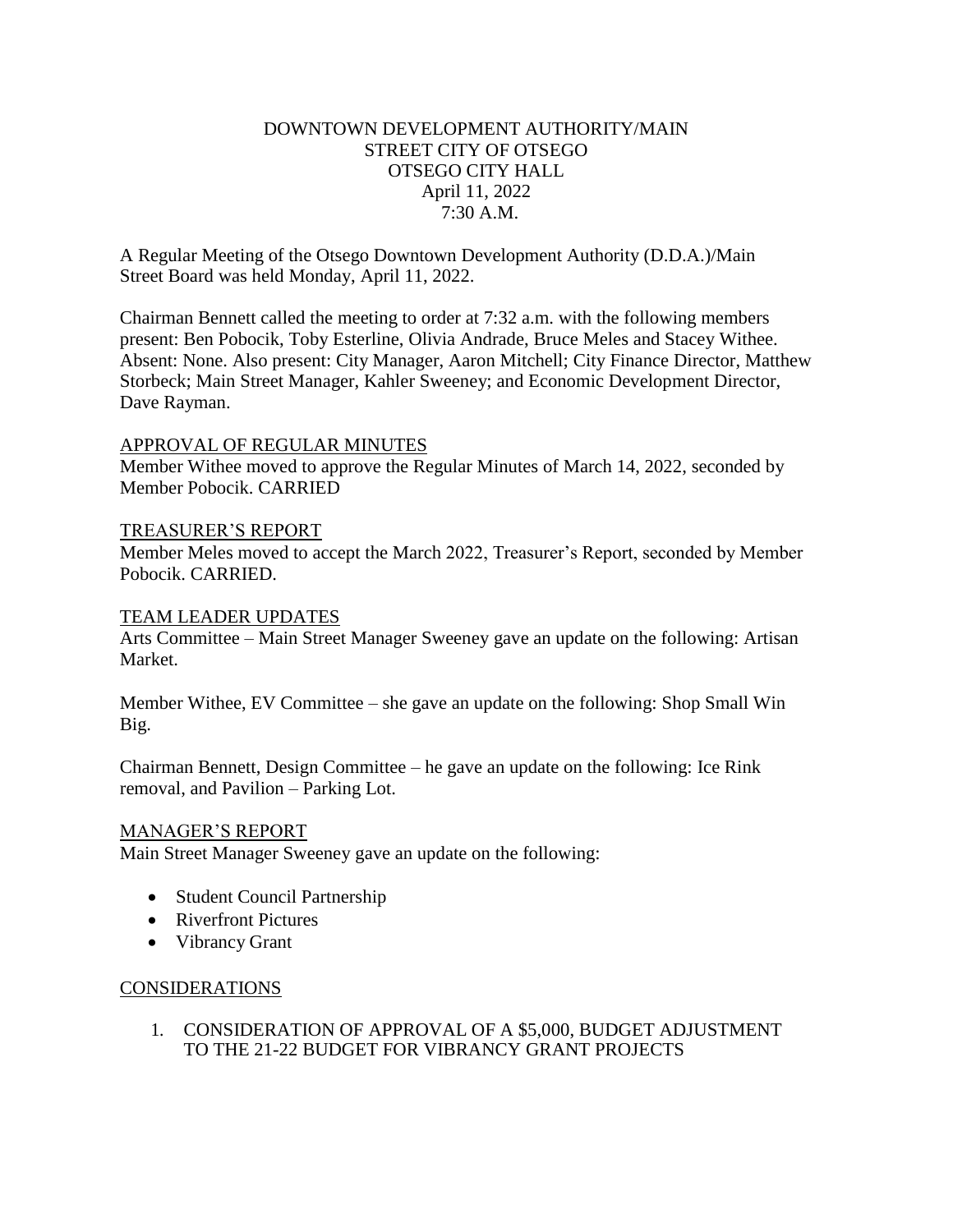DOWNTOWN DEVELOPMENT AUTHORITY/MAIN STREET CITY OF OTSEGO
OTSEGO CITY HALL
April 11, 2022
7:30 A.M.

A Regular Meeting of the Otsego Downtown Development Authority (D.D.A.)/Main Street Board was held Monday, April 11, 2022.

Chairman Bennett called the meeting to order at 7:32 a.m. with the following members present: Ben Pobocik, Toby Esterline, Olivia Andrade, Bruce Meles and Stacey Withee. Absent: None. Also present: City Manager, Aaron Mitchell; City Finance Director, Matthew Storbeck; Main Street Manager, Kahler Sweeney; and Economic Development Director, Dave Rayman.

## APPROVAL OF REGULAR MINUTES

Member Withee moved to approve the Regular Minutes of March 14, 2022, seconded by Member Pobocik. CARRIED

## TREASURER'S REPORT

Member Meles moved to accept the March 2022, Treasurer's Report, seconded by Member Pobocik. CARRIED.

## TEAM LEADER UPDATES

Arts Committee – Main Street Manager Sweeney gave an update on the following: Artisan Market.

Member Withee, EV Committee – she gave an update on the following: Shop Small Win Big.

Chairman Bennett, Design Committee – he gave an update on the following: Ice Rink removal, and Pavilion – Parking Lot.

## MANAGER'S REPORT

Main Street Manager Sweeney gave an update on the following:

- Student Council Partnership
- Riverfront Pictures
- Vibrancy Grant

## CONSIDERATIONS

1. CONSIDERATION OF APPROVAL OF A $5,000, BUDGET ADJUSTMENT TO THE 21-22 BUDGET FOR VIBRANCY GRANT PROJECTS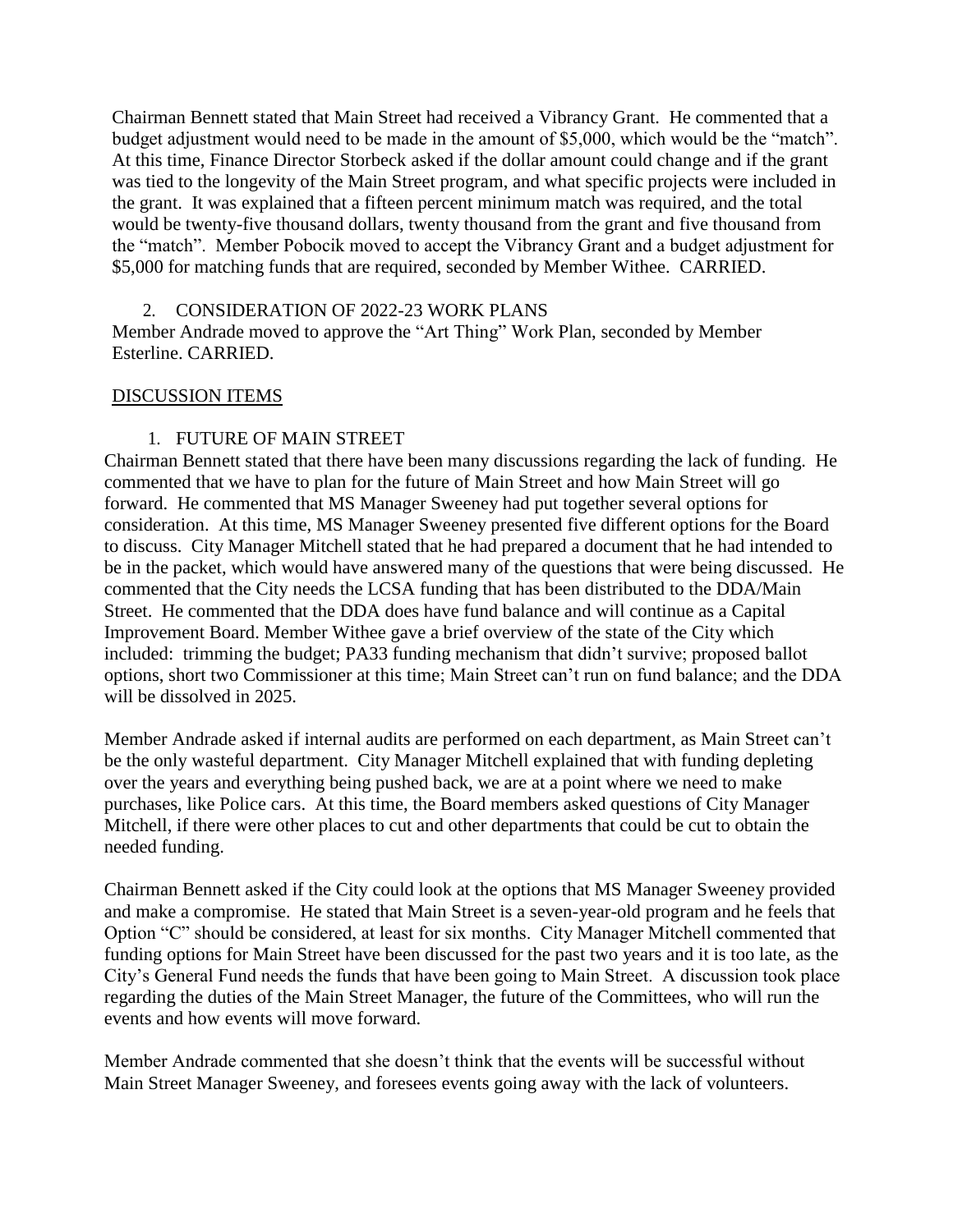Chairman Bennett stated that Main Street had received a Vibrancy Grant. He commented that a budget adjustment would need to be made in the amount of $5,000, which would be the "match". At this time, Finance Director Storbeck asked if the dollar amount could change and if the grant was tied to the longevity of the Main Street program, and what specific projects were included in the grant. It was explained that a fifteen percent minimum match was required, and the total would be twenty-five thousand dollars, twenty thousand from the grant and five thousand from the "match". Member Pobocik moved to accept the Vibrancy Grant and a budget adjustment for $5,000 for matching funds that are required, seconded by Member Withee. CARRIED.

2. CONSIDERATION OF 2022-23 WORK PLANS

Member Andrade moved to approve the "Art Thing" Work Plan, seconded by Member Esterline. CARRIED.

DISCUSSION ITEMS

1. FUTURE OF MAIN STREET

Chairman Bennett stated that there have been many discussions regarding the lack of funding. He commented that we have to plan for the future of Main Street and how Main Street will go forward. He commented that MS Manager Sweeney had put together several options for consideration. At this time, MS Manager Sweeney presented five different options for the Board to discuss. City Manager Mitchell stated that he had prepared a document that he had intended to be in the packet, which would have answered many of the questions that were being discussed. He commented that the City needs the LCSA funding that has been distributed to the DDA/Main Street. He commented that the DDA does have fund balance and will continue as a Capital Improvement Board. Member Withee gave a brief overview of the state of the City which included: trimming the budget; PA33 funding mechanism that didn't survive; proposed ballot options, short two Commissioner at this time; Main Street can't run on fund balance; and the DDA will be dissolved in 2025.

Member Andrade asked if internal audits are performed on each department, as Main Street can't be the only wasteful department. City Manager Mitchell explained that with funding depleting over the years and everything being pushed back, we are at a point where we need to make purchases, like Police cars. At this time, the Board members asked questions of City Manager Mitchell, if there were other places to cut and other departments that could be cut to obtain the needed funding.

Chairman Bennett asked if the City could look at the options that MS Manager Sweeney provided and make a compromise. He stated that Main Street is a seven-year-old program and he feels that Option "C" should be considered, at least for six months. City Manager Mitchell commented that funding options for Main Street have been discussed for the past two years and it is too late, as the City's General Fund needs the funds that have been going to Main Street. A discussion took place regarding the duties of the Main Street Manager, the future of the Committees, who will run the events and how events will move forward.

Member Andrade commented that she doesn't think that the events will be successful without Main Street Manager Sweeney, and foresees events going away with the lack of volunteers.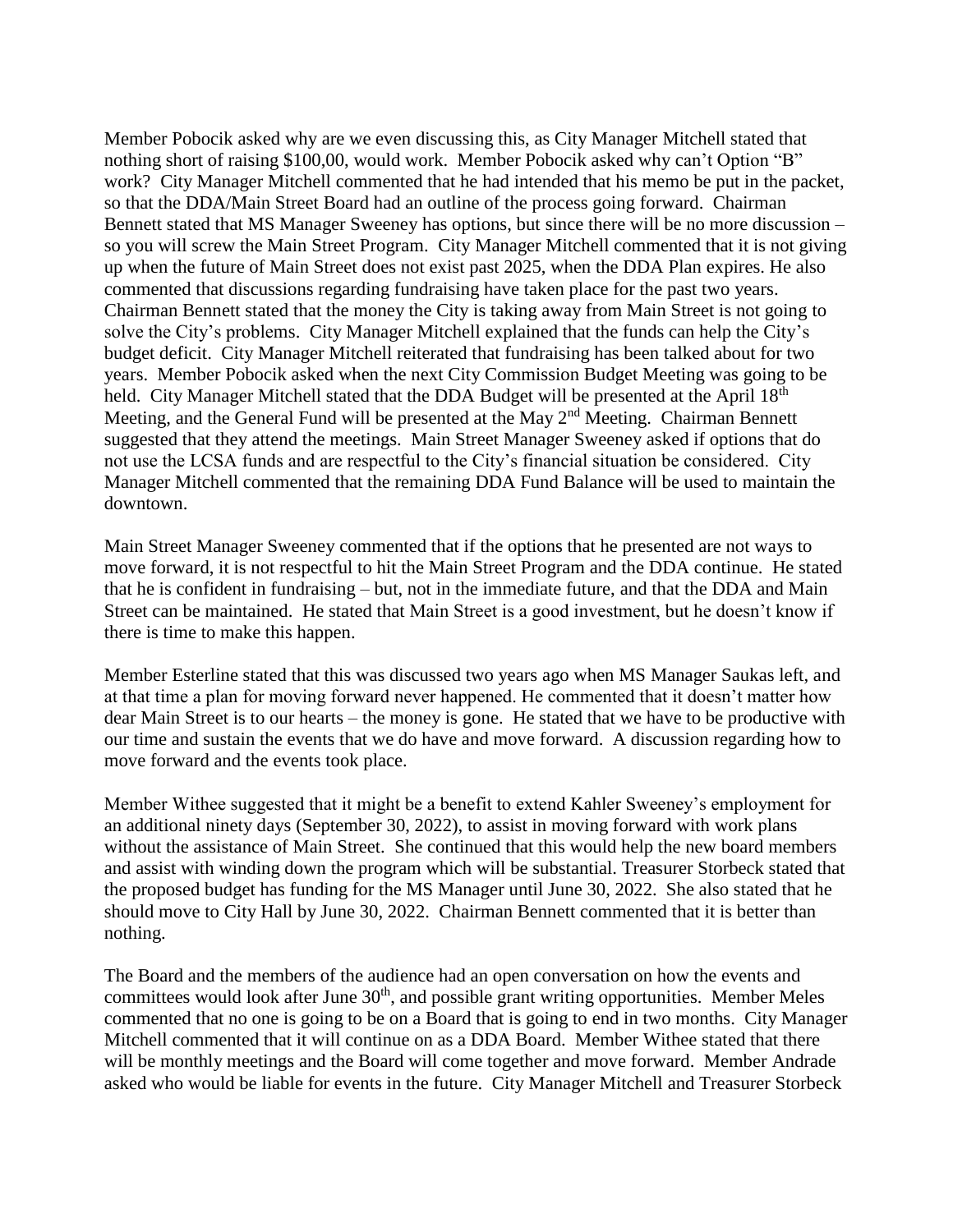Member Pobocik asked why are we even discussing this, as City Manager Mitchell stated that nothing short of raising $100,00, would work. Member Pobocik asked why can't Option "B" work? City Manager Mitchell commented that he had intended that his memo be put in the packet, so that the DDA/Main Street Board had an outline of the process going forward. Chairman Bennett stated that MS Manager Sweeney has options, but since there will be no more discussion – so you will screw the Main Street Program. City Manager Mitchell commented that it is not giving up when the future of Main Street does not exist past 2025, when the DDA Plan expires. He also commented that discussions regarding fundraising have taken place for the past two years. Chairman Bennett stated that the money the City is taking away from Main Street is not going to solve the City's problems. City Manager Mitchell explained that the funds can help the City's budget deficit. City Manager Mitchell reiterated that fundraising has been talked about for two years. Member Pobocik asked when the next City Commission Budget Meeting was going to be held. City Manager Mitchell stated that the DDA Budget will be presented at the April 18th Meeting, and the General Fund will be presented at the May 2nd Meeting. Chairman Bennett suggested that they attend the meetings. Main Street Manager Sweeney asked if options that do not use the LCSA funds and are respectful to the City's financial situation be considered. City Manager Mitchell commented that the remaining DDA Fund Balance will be used to maintain the downtown.

Main Street Manager Sweeney commented that if the options that he presented are not ways to move forward, it is not respectful to hit the Main Street Program and the DDA continue. He stated that he is confident in fundraising – but, not in the immediate future, and that the DDA and Main Street can be maintained. He stated that Main Street is a good investment, but he doesn't know if there is time to make this happen.

Member Esterline stated that this was discussed two years ago when MS Manager Saukas left, and at that time a plan for moving forward never happened. He commented that it doesn't matter how dear Main Street is to our hearts – the money is gone. He stated that we have to be productive with our time and sustain the events that we do have and move forward. A discussion regarding how to move forward and the events took place.

Member Withee suggested that it might be a benefit to extend Kahler Sweeney's employment for an additional ninety days (September 30, 2022), to assist in moving forward with work plans without the assistance of Main Street. She continued that this would help the new board members and assist with winding down the program which will be substantial. Treasurer Storbeck stated that the proposed budget has funding for the MS Manager until June 30, 2022. She also stated that he should move to City Hall by June 30, 2022. Chairman Bennett commented that it is better than nothing.

The Board and the members of the audience had an open conversation on how the events and committees would look after June 30th, and possible grant writing opportunities. Member Meles commented that no one is going to be on a Board that is going to end in two months. City Manager Mitchell commented that it will continue on as a DDA Board. Member Withee stated that there will be monthly meetings and the Board will come together and move forward. Member Andrade asked who would be liable for events in the future. City Manager Mitchell and Treasurer Storbeck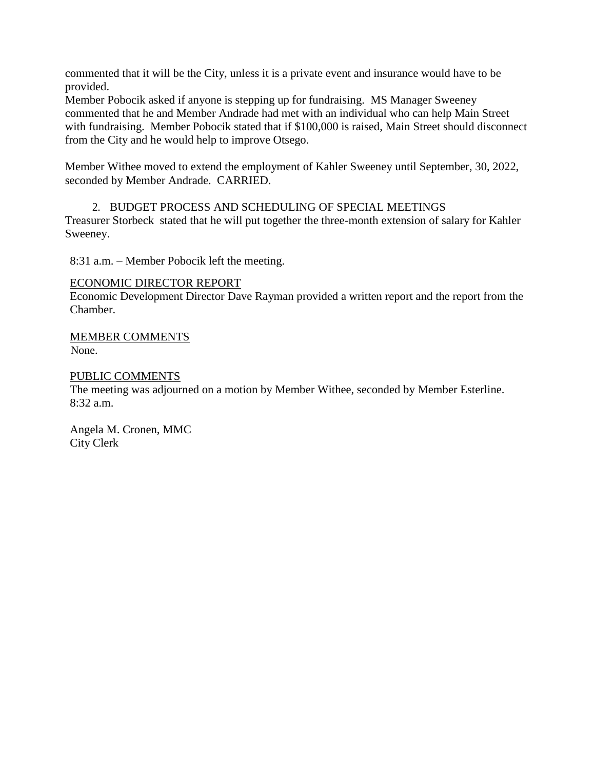commented that it will be the City, unless it is a private event and insurance would have to be provided.

Member Pobocik asked if anyone is stepping up for fundraising. MS Manager Sweeney commented that he and Member Andrade had met with an individual who can help Main Street with fundraising. Member Pobocik stated that if $100,000 is raised, Main Street should disconnect from the City and he would help to improve Otsego.

Member Withee moved to extend the employment of Kahler Sweeney until September, 30, 2022, seconded by Member Andrade. CARRIED.

2. BUDGET PROCESS AND SCHEDULING OF SPECIAL MEETINGS

Treasurer Storbeck stated that he will put together the three-month extension of salary for Kahler Sweeney.

8:31 a.m. – Member Pobocik left the meeting.

ECONOMIC DIRECTOR REPORT

Economic Development Director Dave Rayman provided a written report and the report from the Chamber.

MEMBER COMMENTS

None.

PUBLIC COMMENTS

The meeting was adjourned on a motion by Member Withee, seconded by Member Esterline. 8:32 a.m.

Angela M. Cronen, MMC
City Clerk